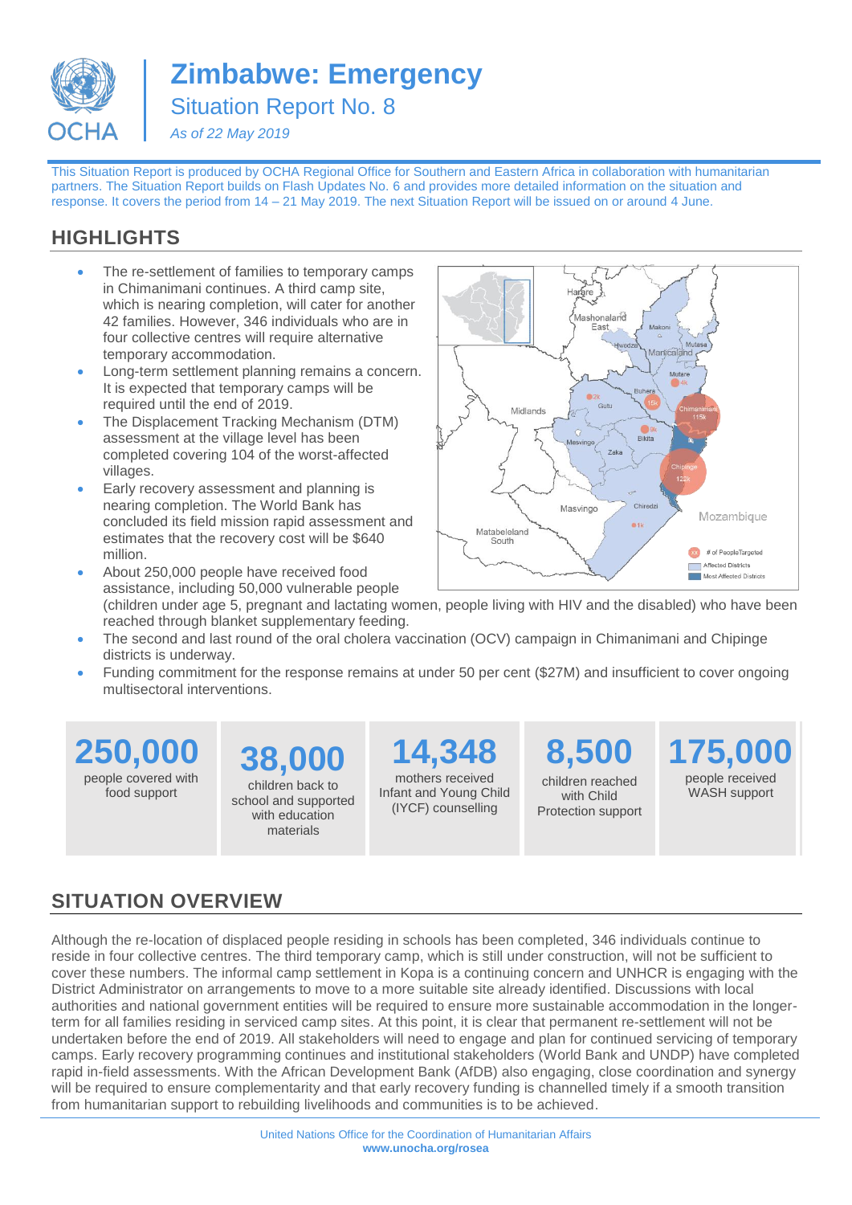# Zimbabwe: Emergency

## Situation Report No. 8

*As of 22 May 2019*

This Situation Report is produced by OCHA Regional Office for Southern and Eastern Africa in collaboration with humanitarian partners. The Situation Report builds on Flash Updates No. 6 and provides more detailed information on the situation and response. It covers the period from 14 – 21 May 2019. The next Situation Report will be issued on or around 4 June.

## HIGHLIGHTS

- The re-settlement of families to temporary camps in Chimanimani continues. A third camp site, which is nearing completion, will cater for another 42 families. However, 346 individuals who are in four collective centres will require alternative temporary accommodation.
- Long-term settlement planning remains a concern. It is expected that temporary camps will be required until the end of 2019.
- The Displacement Tracking Mechanism (DTM) assessment at the village level has been completed covering 104 of the worst-affected villages.
- Early recovery assessment and planning is nearing completion. The World Bank has concluded its field mission rapid assessment and estimates that the recovery cost will be $640 million.
- About 250,000 people have received food assistance, including 50,000 vulnerable people (children under age 5, pregnant and lactating women, people living with HIV and the disabled) who have been reached through blanket supplementary feeding.
- The second and last round of the oral cholera vaccination (OCV) campaign in Chimanimani and Chipinge districts is underway.
- Funding commitment for the response remains at under 50 per cent ($27M) and insufficient to cover ongoing multisectoral interventions.

| **250,000** | **38,000** | **14,348** | **8,500** | **175,000** |
|---|---|---|---|---|
| people covered with food support | children back to school and supported with education materials | mothers received Infant and Young Child (IYCF) counselling | children reached with Child Protection support | people received WASH support |

## SITUATION OVERVIEW

Although the re-location of displaced people residing in schools has been completed, 346 individuals continue to reside in four collective centres. The third temporary camp, which is still under construction, will not be sufficient to cover these numbers. The informal camp settlement in Kopa is a continuing concern and UNHCR is engaging with the District Administrator on arrangements to move to a more suitable site already identified. Discussions with local authorities and national government entities will be required to ensure more sustainable accommodation in the longer-term for all families residing in serviced camp sites. At this point, it is clear that permanent re-settlement will not be undertaken before the end of 2019. All stakeholders will need to engage and plan for continued servicing of temporary camps. Early recovery programming continues and institutional stakeholders (World Bank and UNDP) have completed rapid in-field assessments. With the African Development Bank (AfDB) also engaging, close coordination and synergy will be required to ensure complementarity and that early recovery funding is channelled timely if a smooth transition from humanitarian support to rebuilding livelihoods and communities is to be achieved.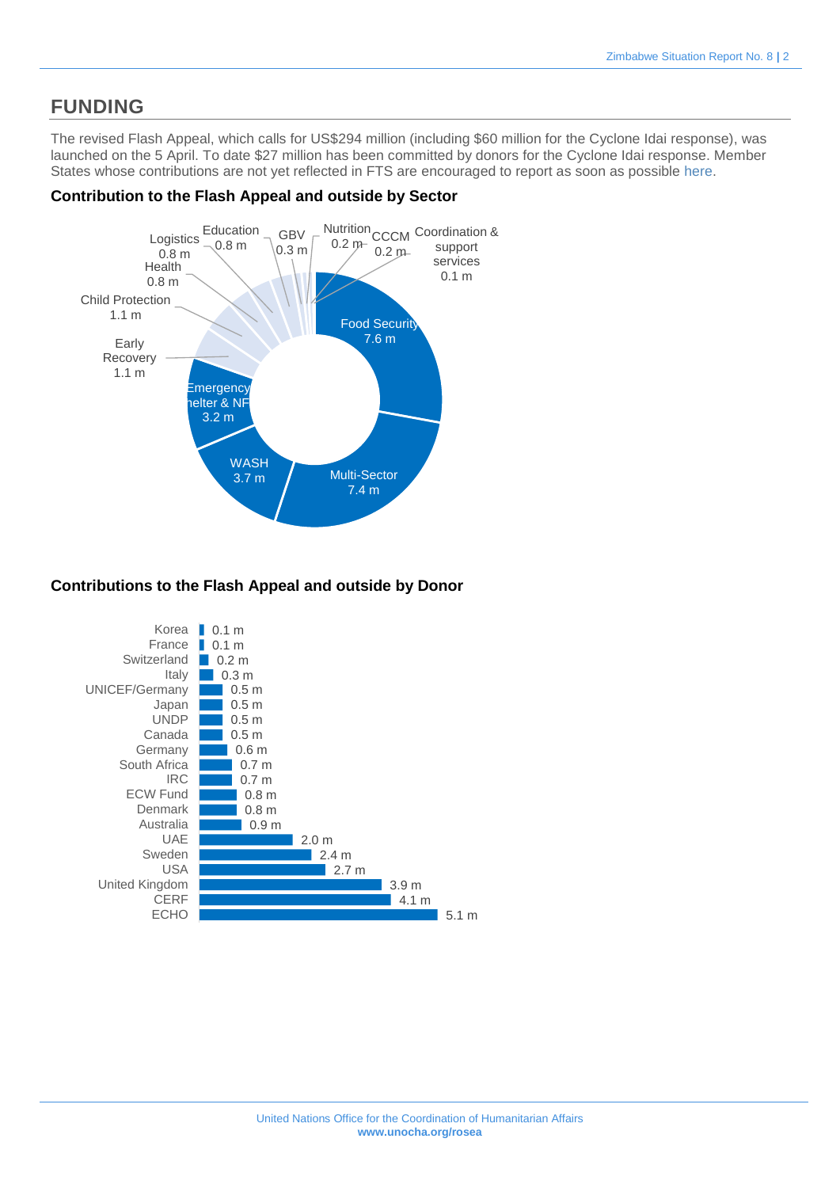## FUNDING

The revised Flash Appeal, which calls for US$294 million (including $60 million for the Cyclone Idai response), was launched on the 5 April. To date $27 million has been committed by donors for the Cyclone Idai response. Member States whose contributions are not yet reflected in FTS are encouraged to report as soon as possible here.

### Contribution to the Flash Appeal and outside by Sector

| Sector | Contribution |
| --- | --- |
| Food Security | 7.6 m |
| Multi-Sector | 7.4 m |
| WASH | 3.7 m |
| Emergency Shelter & NFI | 3.2 m |
| Early Recovery | 1.1 m |
| Child Protection | 1.1 m |
| Health | 0.8 m |
| Logistics | 0.8 m |
| Education | 0.8 m |
| GBV | 0.3 m |
| Nutrition | 0.2 m |
| CCCM | 0.2 m |
| Coordination & support services | 0.1 m |

### Contributions to the Flash Appeal and outside by Donor

| Donor | Contribution |
| --- | --- |
| Korea | 0.1 m |
| France | 0.1 m |
| Switzerland | 0.2 m |
| Italy | 0.3 m |
| UNICEF/Germany | 0.5 m |
| Japan | 0.5 m |
| UNDP | 0.5 m |
| Canada | 0.5 m |
| Germany | 0.6 m |
| South Africa | 0.7 m |
| IRC | 0.7 m |
| ECW Fund | 0.8 m |
| Denmark | 0.8 m |
| Australia | 0.9 m |
| UAE | 2.0 m |
| Sweden | 2.4 m |
| USA | 2.7 m |
| United Kingdom | 3.9 m |
| CERF | 4.1 m |
| ECHO | 5.1 m |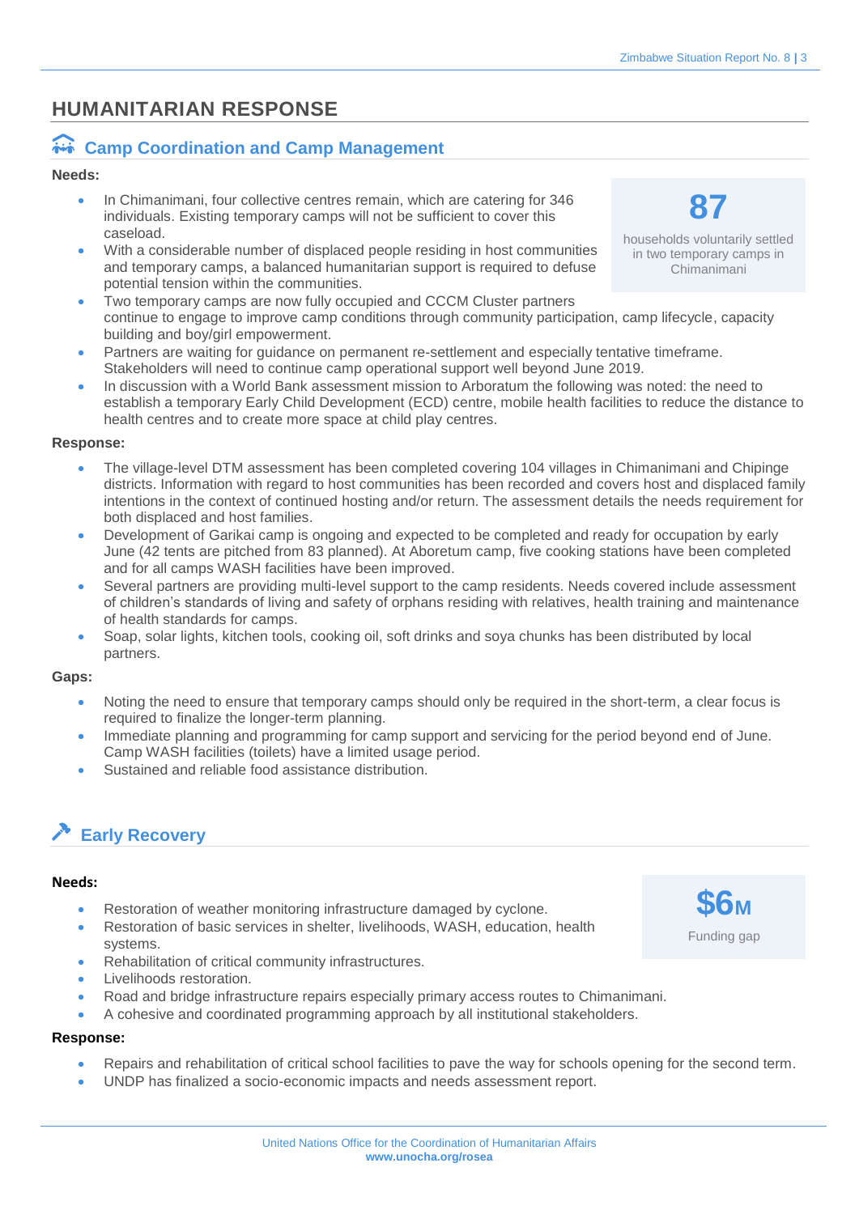# HUMANITARIAN RESPONSE

## Camp Coordination and Camp Management

**Needs:**

- In Chimanimani, four collective centres remain, which are catering for 346 individuals. Existing temporary camps will not be sufficient to cover this caseload.
- With a considerable number of displaced people residing in host communities and temporary camps, a balanced humanitarian support is required to defuse potential tension within the communities.
- Two temporary camps are now fully occupied and CCCM Cluster partners continue to engage to improve camp conditions through community participation, camp lifecycle, capacity building and boy/girl empowerment.
- Partners are waiting for guidance on permanent re-settlement and especially tentative timeframe. Stakeholders will need to continue camp operational support well beyond June 2019.
- In discussion with a World Bank assessment mission to Arboratum the following was noted: the need to establish a temporary Early Child Development (ECD) centre, mobile health facilities to reduce the distance to health centres and to create more space at child play centres.

**87**

households voluntarily settled in two temporary camps in Chimanimani

**Response:**

- The village-level DTM assessment has been completed covering 104 villages in Chimanimani and Chipinge districts. Information with regard to host communities has been recorded and covers host and displaced family intentions in the context of continued hosting and/or return. The assessment details the needs requirement for both displaced and host families.
- Development of Garikai camp is ongoing and expected to be completed and ready for occupation by early June (42 tents are pitched from 83 planned). At Aboretum camp, five cooking stations have been completed and for all camps WASH facilities have been improved.
- Several partners are providing multi-level support to the camp residents. Needs covered include assessment of children's standards of living and safety of orphans residing with relatives, health training and maintenance of health standards for camps.
- Soap, solar lights, kitchen tools, cooking oil, soft drinks and soya chunks has been distributed by local partners.

**Gaps:**

- Noting the need to ensure that temporary camps should only be required in the short-term, a clear focus is required to finalize the longer-term planning.
- Immediate planning and programming for camp support and servicing for the period beyond end of June. Camp WASH facilities (toilets) have a limited usage period.
- Sustained and reliable food assistance distribution.

## Early Recovery

**Needs:**

- Restoration of weather monitoring infrastructure damaged by cyclone.
- Restoration of basic services in shelter, livelihoods, WASH, education, health systems.
- Rehabilitation of critical community infrastructures.
- Livelihoods restoration.
- Road and bridge infrastructure repairs especially primary access routes to Chimanimani.
- A cohesive and coordinated programming approach by all institutional stakeholders.

**$6M**

Funding gap

**Response:**

- Repairs and rehabilitation of critical school facilities to pave the way for schools opening for the second term.
- UNDP has finalized a socio-economic impacts and needs assessment report.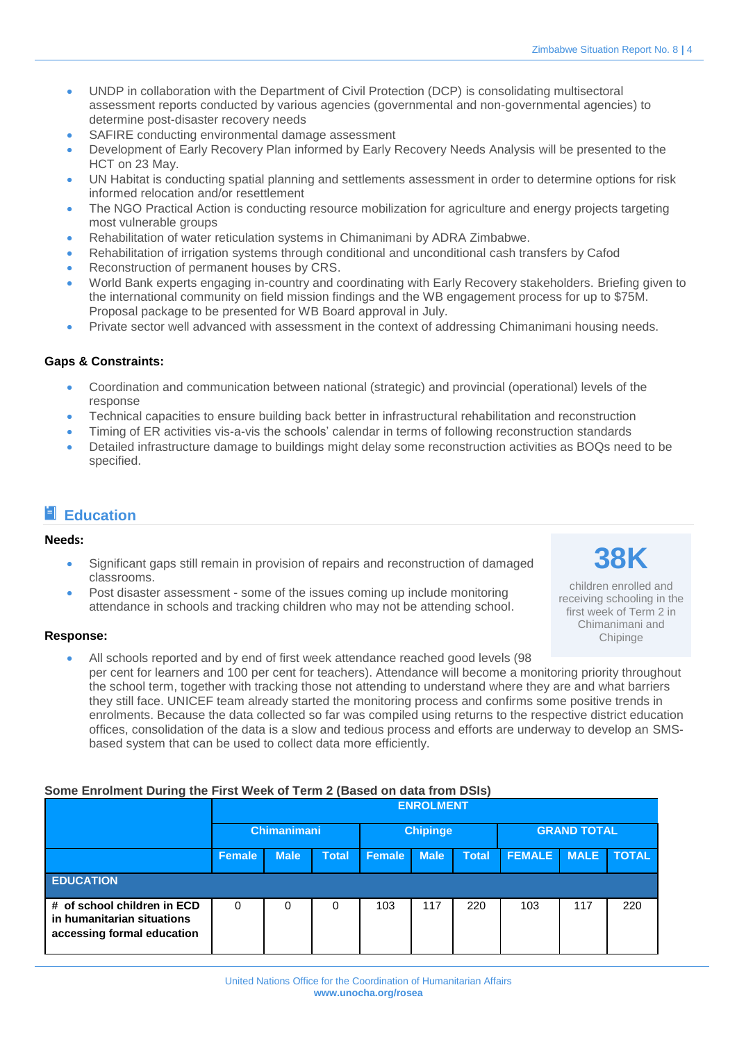- UNDP in collaboration with the Department of Civil Protection (DCP) is consolidating multisectoral assessment reports conducted by various agencies (governmental and non-governmental agencies) to determine post-disaster recovery needs
- SAFIRE conducting environmental damage assessment
- Development of Early Recovery Plan informed by Early Recovery Needs Analysis will be presented to the HCT on 23 May.
- UN Habitat is conducting spatial planning and settlements assessment in order to determine options for risk informed relocation and/or resettlement
- The NGO Practical Action is conducting resource mobilization for agriculture and energy projects targeting most vulnerable groups
- Rehabilitation of water reticulation systems in Chimanimani by ADRA Zimbabwe.
- Rehabilitation of irrigation systems through conditional and unconditional cash transfers by Cafod
- Reconstruction of permanent houses by CRS.
- World Bank experts engaging in-country and coordinating with Early Recovery stakeholders. Briefing given to the international community on field mission findings and the WB engagement process for up to $75M. Proposal package to be presented for WB Board approval in July.
- Private sector well advanced with assessment in the context of addressing Chimanimani housing needs.

**Gaps & Constraints:**

- Coordination and communication between national (strategic) and provincial (operational) levels of the response
- Technical capacities to ensure building back better in infrastructural rehabilitation and reconstruction
- Timing of ER activities vis-a-vis the schools' calendar in terms of following reconstruction standards
- Detailed infrastructure damage to buildings might delay some reconstruction activities as BOQs need to be specified.

## Education

**Needs:**

- Significant gaps still remain in provision of repairs and reconstruction of damaged classrooms.
- Post disaster assessment - some of the issues coming up include monitoring attendance in schools and tracking children who may not be attending school.

**38K**

children enrolled and receiving schooling in the first week of Term 2 in Chimanimani and Chipinge

**Response:**

- All schools reported and by end of first week attendance reached good levels (98 per cent for learners and 100 per cent for teachers). Attendance will become a monitoring priority throughout the school term, together with tracking those not attending to understand where they are and what barriers they still face. UNICEF team already started the monitoring process and confirms some positive trends in enrolments. Because the data collected so far was compiled using returns to the respective district education offices, consolidation of the data is a slow and tedious process and efforts are underway to develop an SMS-based system that can be used to collect data more efficiently.

**Some Enrolment During the First Week of Term 2 (Based on data from DSIs)**

| | ENROLMENT | | | | | | | | |
|---|---|---|---|---|---|---|---|---|---|
| | Chimanimani | | | Chipinge | | | GRAND TOTAL | | |
| | Female | Male | Total | Female | Male | Total | FEMALE | MALE | TOTAL |
| **EDUCATION** | | | | | | | | | |
| **# of school children in ECD in humanitarian situations accessing formal education** | 0 | 0 | 0 | 103 | 117 | 220 | 103 | 117 | 220 |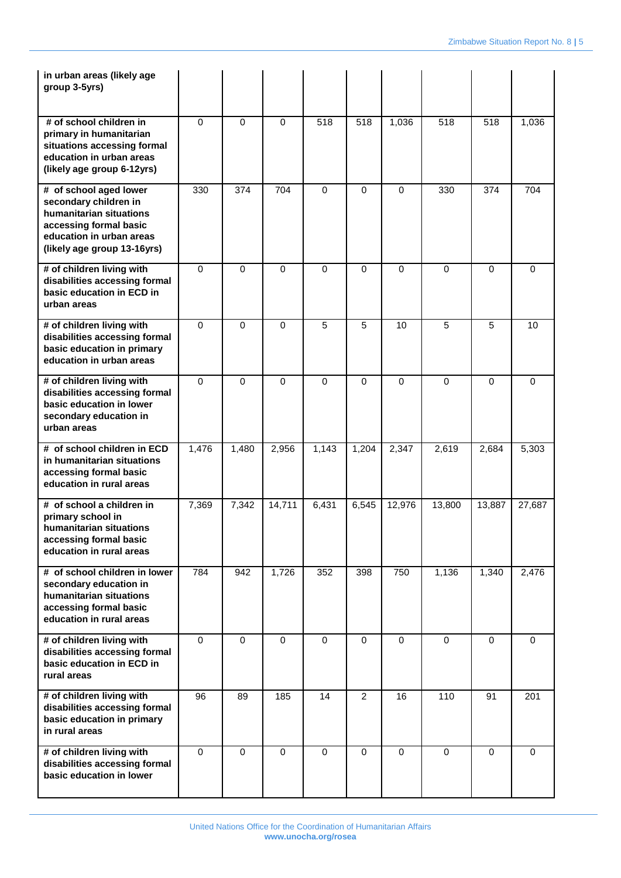| | | | | | | | | | |
|---|---|---|---|---|---|---|---|---|---|
| **in urban areas (likely age group 3-5yrs)** | | | | | | | | | |
| **# of school children in primary in humanitarian situations accessing formal education in urban areas (likely age group 6-12yrs)** | 0 | 0 | 0 | 518 | 518 | 1,036 | 518 | 518 | 1,036 |
| **# of school aged lower secondary children in humanitarian situations accessing formal basic education in urban areas (likely age group 13-16yrs)** | 330 | 374 | 704 | 0 | 0 | 0 | 330 | 374 | 704 |
| **# of children living with disabilities accessing formal basic education in ECD in urban areas** | 0 | 0 | 0 | 0 | 0 | 0 | 0 | 0 | 0 |
| **# of children living with disabilities accessing formal basic education in primary education in urban areas** | 0 | 0 | 0 | 5 | 5 | 10 | 5 | 5 | 10 |
| **# of children living with disabilities accessing formal basic education in lower secondary education in urban areas** | 0 | 0 | 0 | 0 | 0 | 0 | 0 | 0 | 0 |
| **# of school children in ECD in humanitarian situations accessing formal basic education in rural areas** | 1,476 | 1,480 | 2,956 | 1,143 | 1,204 | 2,347 | 2,619 | 2,684 | 5,303 |
| **# of school a children in primary school in humanitarian situations accessing formal basic education in rural areas** | 7,369 | 7,342 | 14,711 | 6,431 | 6,545 | 12,976 | 13,800 | 13,887 | 27,687 |
| **# of school children in lower secondary education in humanitarian situations accessing formal basic education in rural areas** | 784 | 942 | 1,726 | 352 | 398 | 750 | 1,136 | 1,340 | 2,476 |
| **# of children living with disabilities accessing formal basic education in ECD in rural areas** | 0 | 0 | 0 | 0 | 0 | 0 | 0 | 0 | 0 |
| **# of children living with disabilities accessing formal basic education in primary in rural areas** | 96 | 89 | 185 | 14 | 2 | 16 | 110 | 91 | 201 |
| **# of children living with disabilities accessing formal basic education in lower** | 0 | 0 | 0 | 0 | 0 | 0 | 0 | 0 | 0 |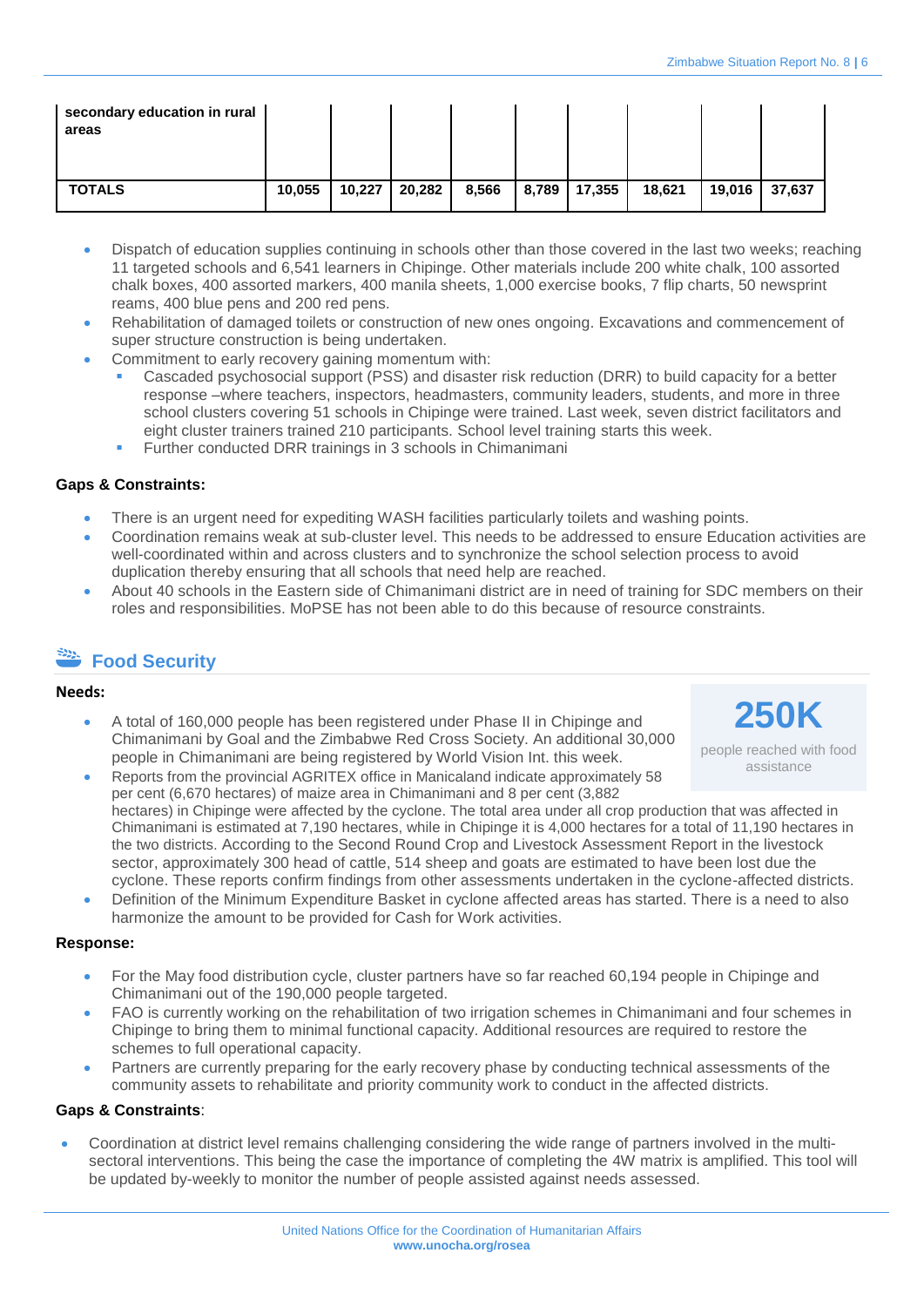| secondary education in rural areas | | | | | | | | | |
|---|---|---|---|---|---|---|---|---|---|
| **TOTALS** | **10,055** | **10,227** | **20,282** | **8,566** | **8,789** | **17,355** | **18,621** | **19,016** | **37,637** |

- Dispatch of education supplies continuing in schools other than those covered in the last two weeks; reaching 11 targeted schools and 6,541 learners in Chipinge. Other materials include 200 white chalk, 100 assorted chalk boxes, 400 assorted markers, 400 manila sheets, 1,000 exercise books, 7 flip charts, 50 newsprint reams, 400 blue pens and 200 red pens.
- Rehabilitation of damaged toilets or construction of new ones ongoing. Excavations and commencement of super structure construction is being undertaken.
- Commitment to early recovery gaining momentum with:
  - Cascaded psychosocial support (PSS) and disaster risk reduction (DRR) to build capacity for a better response –where teachers, inspectors, headmasters, community leaders, students, and more in three school clusters covering 51 schools in Chipinge were trained. Last week, seven district facilitators and eight cluster trainers trained 210 participants. School level training starts this week.
  - Further conducted DRR trainings in 3 schools in Chimanimani

**Gaps & Constraints:**

- There is an urgent need for expediting WASH facilities particularly toilets and washing points.
- Coordination remains weak at sub-cluster level. This needs to be addressed to ensure Education activities are well-coordinated within and across clusters and to synchronize the school selection process to avoid duplication thereby ensuring that all schools that need help are reached.
- About 40 schools in the Eastern side of Chimanimani district are in need of training for SDC members on their roles and responsibilities. MoPSE has not been able to do this because of resource constraints.

## Food Security

**Needs:**

**250K**
people reached with food assistance

- A total of 160,000 people has been registered under Phase II in Chipinge and Chimanimani by Goal and the Zimbabwe Red Cross Society. An additional 30,000 people in Chimanimani are being registered by World Vision Int. this week.
- Reports from the provincial AGRITEX office in Manicaland indicate approximately 58 per cent (6,670 hectares) of maize area in Chimanimani and 8 per cent (3,882 hectares) in Chipinge were affected by the cyclone. The total area under all crop production that was affected in Chimanimani is estimated at 7,190 hectares, while in Chipinge it is 4,000 hectares for a total of 11,190 hectares in the two districts. According to the Second Round Crop and Livestock Assessment Report in the livestock sector, approximately 300 head of cattle, 514 sheep and goats are estimated to have been lost due the cyclone. These reports confirm findings from other assessments undertaken in the cyclone-affected districts.
- Definition of the Minimum Expenditure Basket in cyclone affected areas has started. There is a need to also harmonize the amount to be provided for Cash for Work activities.

**Response:**

- For the May food distribution cycle, cluster partners have so far reached 60,194 people in Chipinge and Chimanimani out of the 190,000 people targeted.
- FAO is currently working on the rehabilitation of two irrigation schemes in Chimanimani and four schemes in Chipinge to bring them to minimal functional capacity. Additional resources are required to restore the schemes to full operational capacity.
- Partners are currently preparing for the early recovery phase by conducting technical assessments of the community assets to rehabilitate and priority community work to conduct in the affected districts.

**Gaps & Constraints**:

- Coordination at district level remains challenging considering the wide range of partners involved in the multi-sectoral interventions. This being the case the importance of completing the 4W matrix is amplified. This tool will be updated by-weekly to monitor the number of people assisted against needs assessed.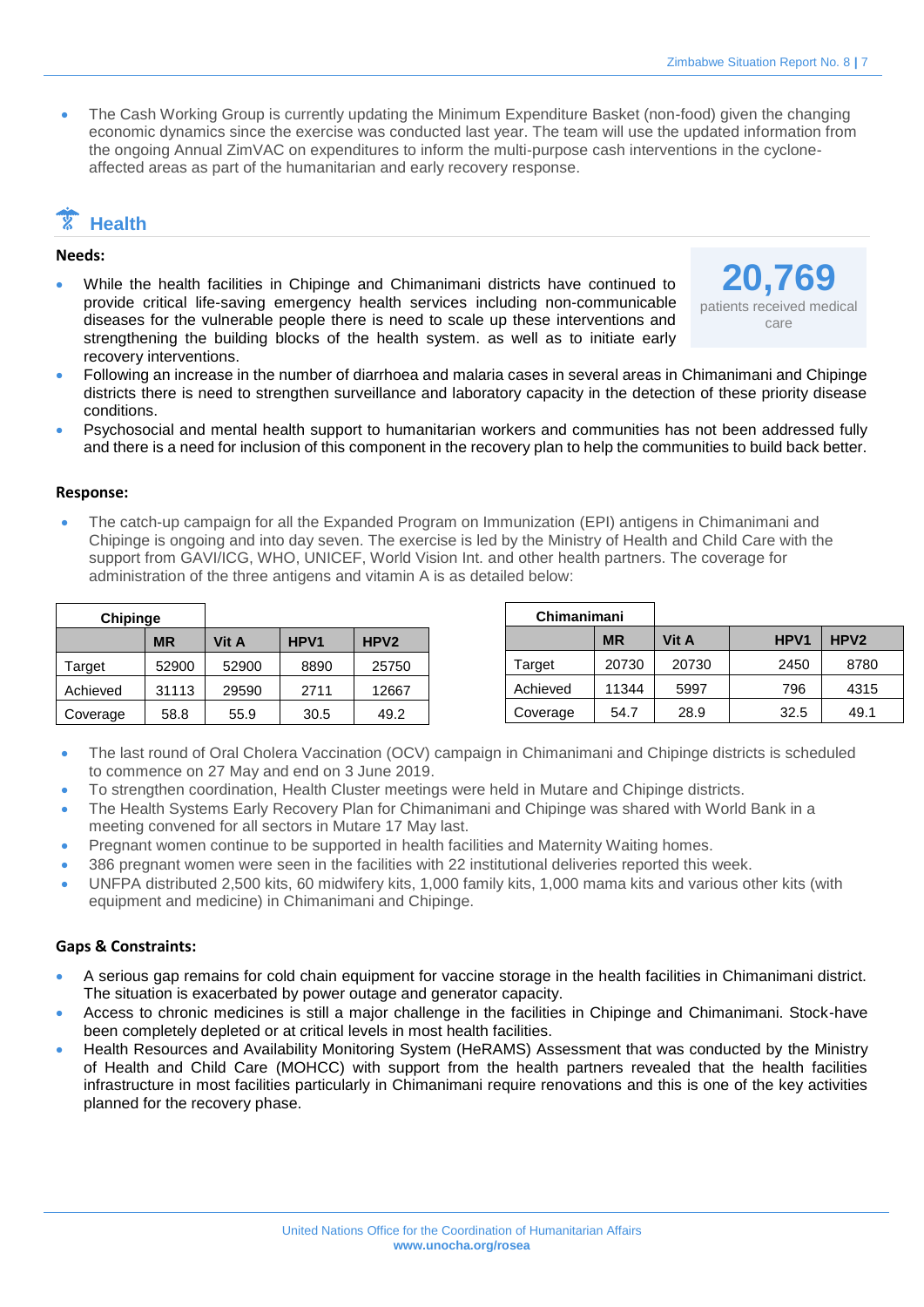- The Cash Working Group is currently updating the Minimum Expenditure Basket (non-food) given the changing economic dynamics since the exercise was conducted last year. The team will use the updated information from the ongoing Annual ZimVAC on expenditures to inform the multi-purpose cash interventions in the cyclone-affected areas as part of the humanitarian and early recovery response.

## Health

**20,769**
patients received medical care

### Needs:

- While the health facilities in Chipinge and Chimanimani districts have continued to provide critical life-saving emergency health services including non-communicable diseases for the vulnerable people there is need to scale up these interventions and strengthening the building blocks of the health system. as well as to initiate early recovery interventions.
- Following an increase in the number of diarrhoea and malaria cases in several areas in Chimanimani and Chipinge districts there is need to strengthen surveillance and laboratory capacity in the detection of these priority disease conditions.
- Psychosocial and mental health support to humanitarian workers and communities has not been addressed fully and there is a need for inclusion of this component in the recovery plan to help the communities to build back better.

### Response:

- The catch-up campaign for all the Expanded Program on Immunization (EPI) antigens in Chimanimani and Chipinge is ongoing and into day seven. The exercise is led by the Ministry of Health and Child Care with the support from GAVI/ICG, WHO, UNICEF, World Vision Int. and other health partners. The coverage for administration of the three antigens and vitamin A is as detailed below:

| Chipinge | MR | Vit A | HPV1 | HPV2 |
|---|---|---|---|---|
| Target | 52900 | 52900 | 8890 | 25750 |
| Achieved | 31113 | 29590 | 2711 | 12667 |
| Coverage | 58.8 | 55.9 | 30.5 | 49.2 |

| Chimanimani | MR | Vit A | HPV1 | HPV2 |
|---|---|---|---|---|
| Target | 20730 | 20730 | 2450 | 8780 |
| Achieved | 11344 | 5997 | 796 | 4315 |
| Coverage | 54.7 | 28.9 | 32.5 | 49.1 |

- The last round of Oral Cholera Vaccination (OCV) campaign in Chimanimani and Chipinge districts is scheduled to commence on 27 May and end on 3 June 2019.
- To strengthen coordination, Health Cluster meetings were held in Mutare and Chipinge districts.
- The Health Systems Early Recovery Plan for Chimanimani and Chipinge was shared with World Bank in a meeting convened for all sectors in Mutare 17 May last.
- Pregnant women continue to be supported in health facilities and Maternity Waiting homes.
- 386 pregnant women were seen in the facilities with 22 institutional deliveries reported this week.
- UNFPA distributed 2,500 kits, 60 midwifery kits, 1,000 family kits, 1,000 mama kits and various other kits (with equipment and medicine) in Chimanimani and Chipinge.

### Gaps & Constraints:

- A serious gap remains for cold chain equipment for vaccine storage in the health facilities in Chimanimani district. The situation is exacerbated by power outage and generator capacity.
- Access to chronic medicines is still a major challenge in the facilities in Chipinge and Chimanimani. Stock-have been completely depleted or at critical levels in most health facilities.
- Health Resources and Availability Monitoring System (HeRAMS) Assessment that was conducted by the Ministry of Health and Child Care (MOHCC) with support from the health partners revealed that the health facilities infrastructure in most facilities particularly in Chimanimani require renovations and this is one of the key activities planned for the recovery phase.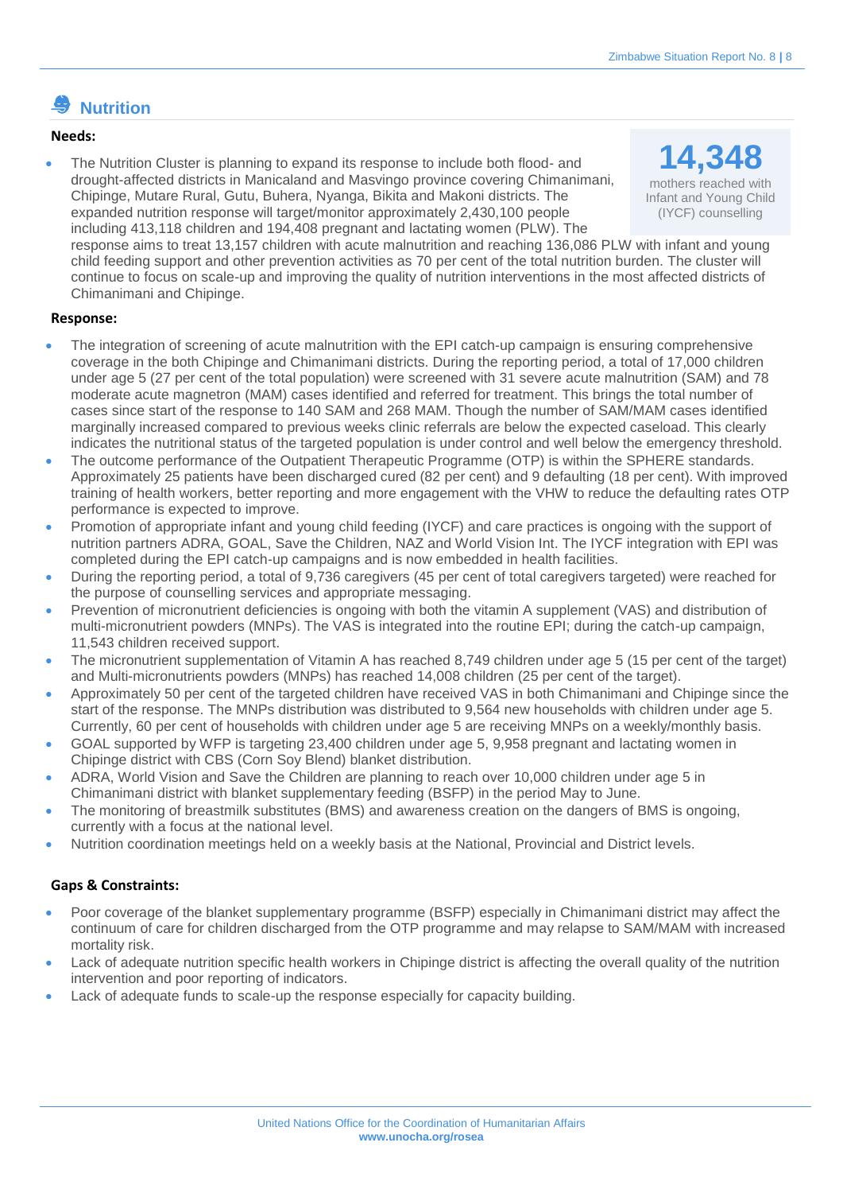## Nutrition

**Needs:**

**14,348**
mothers reached with Infant and Young Child (IYCF) counselling

- The Nutrition Cluster is planning to expand its response to include both flood- and drought-affected districts in Manicaland and Masvingo province covering Chimanimani, Chipinge, Mutare Rural, Gutu, Buhera, Nyanga, Bikita and Makoni districts. The expanded nutrition response will target/monitor approximately 2,430,100 people including 413,118 children and 194,408 pregnant and lactating women (PLW). The response aims to treat 13,157 children with acute malnutrition and reaching 136,086 PLW with infant and young child feeding support and other prevention activities as 70 per cent of the total nutrition burden. The cluster will continue to focus on scale-up and improving the quality of nutrition interventions in the most affected districts of Chimanimani and Chipinge.

**Response:**

- The integration of screening of acute malnutrition with the EPI catch-up campaign is ensuring comprehensive coverage in the both Chipinge and Chimanimani districts. During the reporting period, a total of 17,000 children under age 5 (27 per cent of the total population) were screened with 31 severe acute malnutrition (SAM) and 78 moderate acute magnetron (MAM) cases identified and referred for treatment. This brings the total number of cases since start of the response to 140 SAM and 268 MAM. Though the number of SAM/MAM cases identified marginally increased compared to previous weeks clinic referrals are below the expected caseload. This clearly indicates the nutritional status of the targeted population is under control and well below the emergency threshold.
- The outcome performance of the Outpatient Therapeutic Programme (OTP) is within the SPHERE standards. Approximately 25 patients have been discharged cured (82 per cent) and 9 defaulting (18 per cent). With improved training of health workers, better reporting and more engagement with the VHW to reduce the defaulting rates OTP performance is expected to improve.
- Promotion of appropriate infant and young child feeding (IYCF) and care practices is ongoing with the support of nutrition partners ADRA, GOAL, Save the Children, NAZ and World Vision Int. The IYCF integration with EPI was completed during the EPI catch-up campaigns and is now embedded in health facilities.
- During the reporting period, a total of 9,736 caregivers (45 per cent of total caregivers targeted) were reached for the purpose of counselling services and appropriate messaging.
- Prevention of micronutrient deficiencies is ongoing with both the vitamin A supplement (VAS) and distribution of multi-micronutrient powders (MNPs). The VAS is integrated into the routine EPI; during the catch-up campaign, 11,543 children received support.
- The micronutrient supplementation of Vitamin A has reached 8,749 children under age 5 (15 per cent of the target) and Multi-micronutrients powders (MNPs) has reached 14,008 children (25 per cent of the target).
- Approximately 50 per cent of the targeted children have received VAS in both Chimanimani and Chipinge since the start of the response. The MNPs distribution was distributed to 9,564 new households with children under age 5. Currently, 60 per cent of households with children under age 5 are receiving MNPs on a weekly/monthly basis.
- GOAL supported by WFP is targeting 23,400 children under age 5, 9,958 pregnant and lactating women in Chipinge district with CBS (Corn Soy Blend) blanket distribution.
- ADRA, World Vision and Save the Children are planning to reach over 10,000 children under age 5 in Chimanimani district with blanket supplementary feeding (BSFP) in the period May to June.
- The monitoring of breastmilk substitutes (BMS) and awareness creation on the dangers of BMS is ongoing, currently with a focus at the national level.
- Nutrition coordination meetings held on a weekly basis at the National, Provincial and District levels.

**Gaps & Constraints:**

- Poor coverage of the blanket supplementary programme (BSFP) especially in Chimanimani district may affect the continuum of care for children discharged from the OTP programme and may relapse to SAM/MAM with increased mortality risk.
- Lack of adequate nutrition specific health workers in Chipinge district is affecting the overall quality of the nutrition intervention and poor reporting of indicators.
- Lack of adequate funds to scale-up the response especially for capacity building.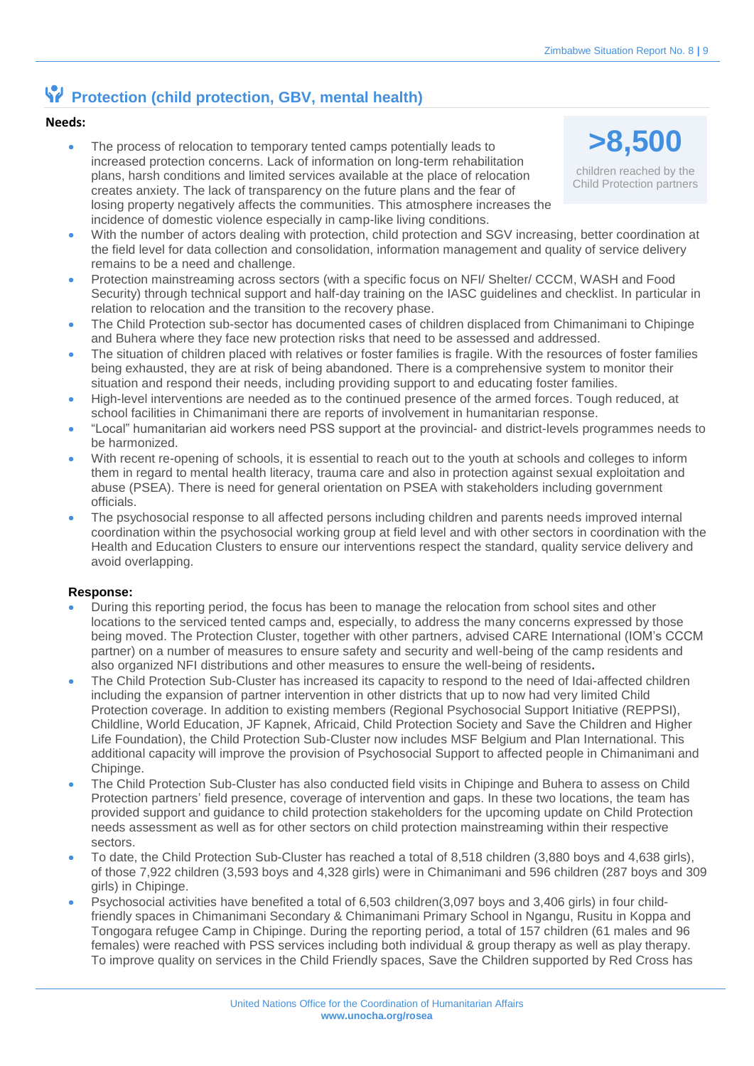## Protection (child protection, GBV, mental health)

**Needs:**

**>8,500**

children reached by the Child Protection partners

- The process of relocation to temporary tented camps potentially leads to increased protection concerns. Lack of information on long-term rehabilitation plans, harsh conditions and limited services available at the place of relocation creates anxiety. The lack of transparency on the future plans and the fear of losing property negatively affects the communities. This atmosphere increases the incidence of domestic violence especially in camp-like living conditions.
- With the number of actors dealing with protection, child protection and SGV increasing, better coordination at the field level for data collection and consolidation, information management and quality of service delivery remains to be a need and challenge.
- Protection mainstreaming across sectors (with a specific focus on NFI/ Shelter/ CCCM, WASH and Food Security) through technical support and half-day training on the IASC guidelines and checklist. In particular in relation to relocation and the transition to the recovery phase.
- The Child Protection sub-sector has documented cases of children displaced from Chimanimani to Chipinge and Buhera where they face new protection risks that need to be assessed and addressed.
- The situation of children placed with relatives or foster families is fragile. With the resources of foster families being exhausted, they are at risk of being abandoned. There is a comprehensive system to monitor their situation and respond their needs, including providing support to and educating foster families.
- High-level interventions are needed as to the continued presence of the armed forces. Tough reduced, at school facilities in Chimanimani there are reports of involvement in humanitarian response.
- "Local" humanitarian aid workers need PSS support at the provincial- and district-levels programmes needs to be harmonized.
- With recent re-opening of schools, it is essential to reach out to the youth at schools and colleges to inform them in regard to mental health literacy, trauma care and also in protection against sexual exploitation and abuse (PSEA). There is need for general orientation on PSEA with stakeholders including government officials.
- The psychosocial response to all affected persons including children and parents needs improved internal coordination within the psychosocial working group at field level and with other sectors in coordination with the Health and Education Clusters to ensure our interventions respect the standard, quality service delivery and avoid overlapping.

**Response:**

- During this reporting period, the focus has been to manage the relocation from school sites and other locations to the serviced tented camps and, especially, to address the many concerns expressed by those being moved. The Protection Cluster, together with other partners, advised CARE International (IOM's CCCM partner) on a number of measures to ensure safety and security and well-being of the camp residents and also organized NFI distributions and other measures to ensure the well-being of residents.
- The Child Protection Sub-Cluster has increased its capacity to respond to the need of Idai-affected children including the expansion of partner intervention in other districts that up to now had very limited Child Protection coverage. In addition to existing members (Regional Psychosocial Support Initiative (REPPSI), Childline, World Education, JF Kapnek, Africaid, Child Protection Society and Save the Children and Higher Life Foundation), the Child Protection Sub-Cluster now includes MSF Belgium and Plan International. This additional capacity will improve the provision of Psychosocial Support to affected people in Chimanimani and Chipinge.
- The Child Protection Sub-Cluster has also conducted field visits in Chipinge and Buhera to assess on Child Protection partners' field presence, coverage of intervention and gaps. In these two locations, the team has provided support and guidance to child protection stakeholders for the upcoming update on Child Protection needs assessment as well as for other sectors on child protection mainstreaming within their respective sectors.
- To date, the Child Protection Sub-Cluster has reached a total of 8,518 children (3,880 boys and 4,638 girls), of those 7,922 children (3,593 boys and 4,328 girls) were in Chimanimani and 596 children (287 boys and 309 girls) in Chipinge.
- Psychosocial activities have benefited a total of 6,503 children(3,097 boys and 3,406 girls) in four child-friendly spaces in Chimanimani Secondary & Chimanimani Primary School in Ngangu, Rusitu in Koppa and Tongogara refugee Camp in Chipinge. During the reporting period, a total of 157 children (61 males and 96 females) were reached with PSS services including both individual & group therapy as well as play therapy. To improve quality on services in the Child Friendly spaces, Save the Children supported by Red Cross has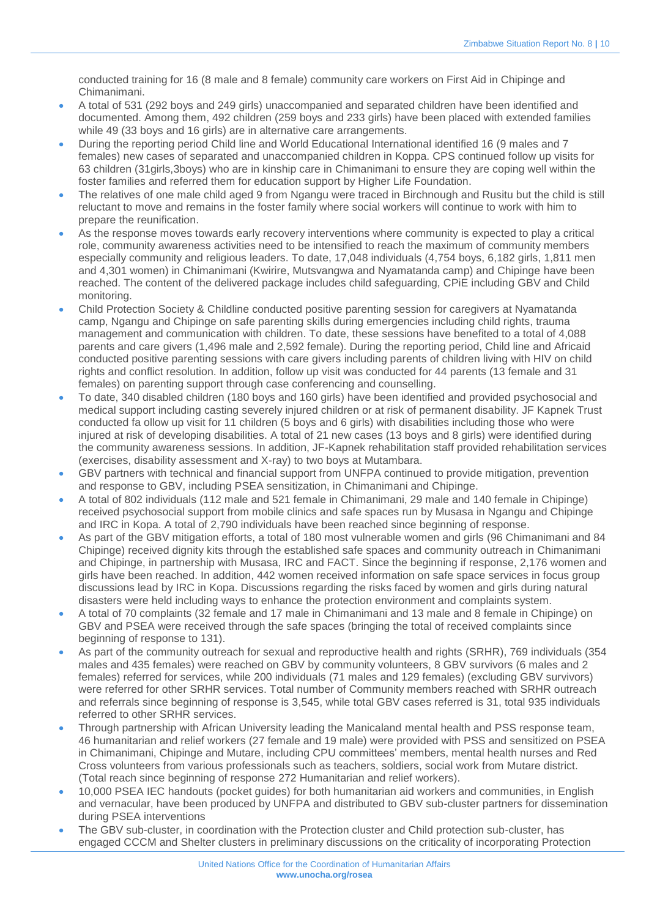conducted training for 16 (8 male and 8 female) community care workers on First Aid in Chipinge and Chimanimani.

- A total of 531 (292 boys and 249 girls) unaccompanied and separated children have been identified and documented. Among them, 492 children (259 boys and 233 girls) have been placed with extended families while 49 (33 boys and 16 girls) are in alternative care arrangements.
- During the reporting period Child line and World Educational International identified 16 (9 males and 7 females) new cases of separated and unaccompanied children in Koppa. CPS continued follow up visits for 63 children (31girls,3boys) who are in kinship care in Chimanimani to ensure they are coping well within the foster families and referred them for education support by Higher Life Foundation.
- The relatives of one male child aged 9 from Ngangu were traced in Birchnough and Rusitu but the child is still reluctant to move and remains in the foster family where social workers will continue to work with him to prepare the reunification.
- As the response moves towards early recovery interventions where community is expected to play a critical role, community awareness activities need to be intensified to reach the maximum of community members especially community and religious leaders. To date, 17,048 individuals (4,754 boys, 6,182 girls, 1,811 men and 4,301 women) in Chimanimani (Kwirire, Mutsvangwa and Nyamatanda camp) and Chipinge have been reached. The content of the delivered package includes child safeguarding, CPiE including GBV and Child monitoring.
- Child Protection Society & Childline conducted positive parenting session for caregivers at Nyamatanda camp, Ngangu and Chipinge on safe parenting skills during emergencies including child rights, trauma management and communication with children. To date, these sessions have benefited to a total of 4,088 parents and care givers (1,496 male and 2,592 female). During the reporting period, Child line and Africaid conducted positive parenting sessions with care givers including parents of children living with HIV on child rights and conflict resolution. In addition, follow up visit was conducted for 44 parents (13 female and 31 females) on parenting support through case conferencing and counselling.
- To date, 340 disabled children (180 boys and 160 girls) have been identified and provided psychosocial and medical support including casting severely injured children or at risk of permanent disability. JF Kapnek Trust conducted fa ollow up visit for 11 children (5 boys and 6 girls) with disabilities including those who were injured at risk of developing disabilities. A total of 21 new cases (13 boys and 8 girls) were identified during the community awareness sessions. In addition, JF-Kapnek rehabilitation staff provided rehabilitation services (exercises, disability assessment and X-ray) to two boys at Mutambara.
- GBV partners with technical and financial support from UNFPA continued to provide mitigation, prevention and response to GBV, including PSEA sensitization, in Chimanimani and Chipinge.
- A total of 802 individuals (112 male and 521 female in Chimanimani, 29 male and 140 female in Chipinge) received psychosocial support from mobile clinics and safe spaces run by Musasa in Ngangu and Chipinge and IRC in Kopa. A total of 2,790 individuals have been reached since beginning of response.
- As part of the GBV mitigation efforts, a total of 180 most vulnerable women and girls (96 Chimanimani and 84 Chipinge) received dignity kits through the established safe spaces and community outreach in Chimanimani and Chipinge, in partnership with Musasa, IRC and FACT. Since the beginning if response, 2,176 women and girls have been reached. In addition, 442 women received information on safe space services in focus group discussions lead by IRC in Kopa. Discussions regarding the risks faced by women and girls during natural disasters were held including ways to enhance the protection environment and complaints system.
- A total of 70 complaints (32 female and 17 male in Chimanimani and 13 male and 8 female in Chipinge) on GBV and PSEA were received through the safe spaces (bringing the total of received complaints since beginning of response to 131).
- As part of the community outreach for sexual and reproductive health and rights (SRHR), 769 individuals (354 males and 435 females) were reached on GBV by community volunteers, 8 GBV survivors (6 males and 2 females) referred for services, while 200 individuals (71 males and 129 females) (excluding GBV survivors) were referred for other SRHR services. Total number of Community members reached with SRHR outreach and referrals since beginning of response is 3,545, while total GBV cases referred is 31, total 935 individuals referred to other SRHR services.
- Through partnership with African University leading the Manicaland mental health and PSS response team, 46 humanitarian and relief workers (27 female and 19 male) were provided with PSS and sensitized on PSEA in Chimanimani, Chipinge and Mutare, including CPU committees' members, mental health nurses and Red Cross volunteers from various professionals such as teachers, soldiers, social work from Mutare district. (Total reach since beginning of response 272 Humanitarian and relief workers).
- 10,000 PSEA IEC handouts (pocket guides) for both humanitarian aid workers and communities, in English and vernacular, have been produced by UNFPA and distributed to GBV sub-cluster partners for dissemination during PSEA interventions
- The GBV sub-cluster, in coordination with the Protection cluster and Child protection sub-cluster, has engaged CCCM and Shelter clusters in preliminary discussions on the criticality of incorporating Protection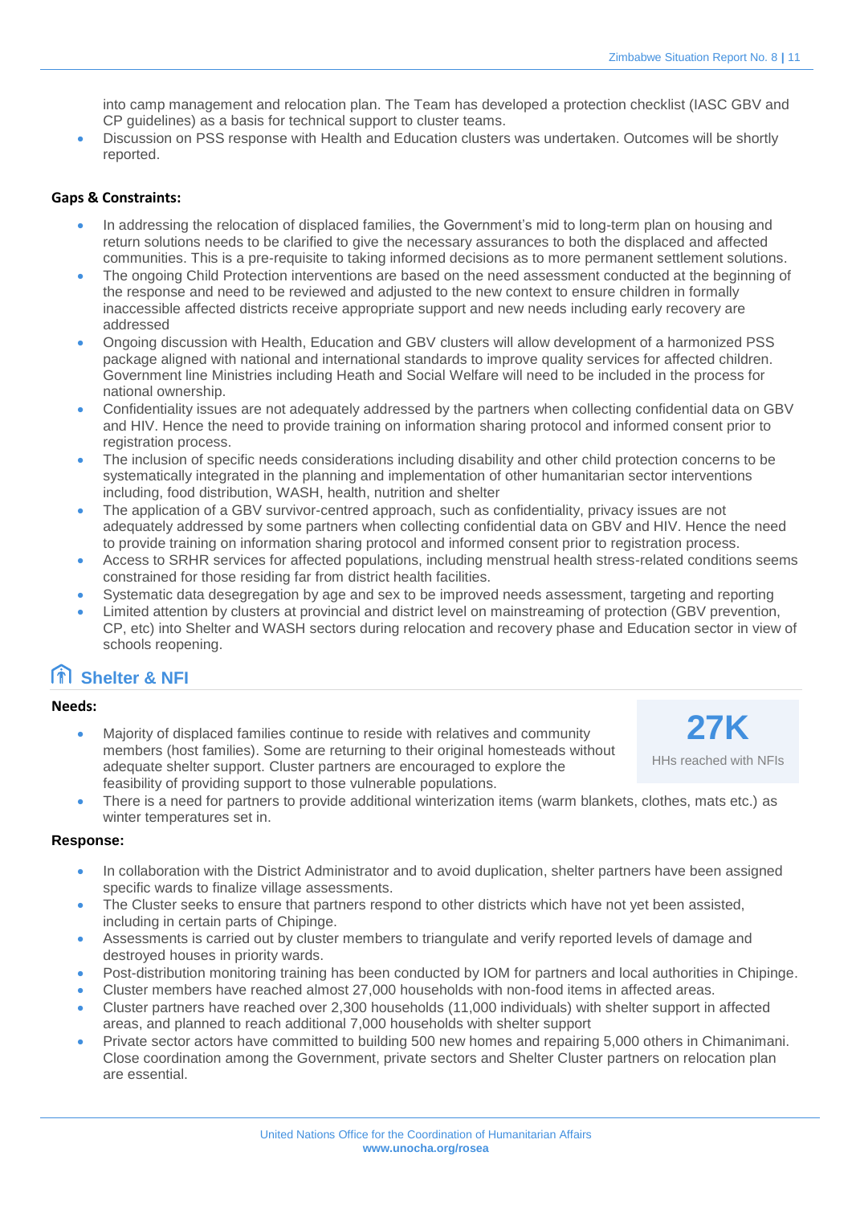into camp management and relocation plan. The Team has developed a protection checklist (IASC GBV and CP guidelines) as a basis for technical support to cluster teams.
- Discussion on PSS response with Health and Education clusters was undertaken. Outcomes will be shortly reported.

**Gaps & Constraints:**

- In addressing the relocation of displaced families, the Government's mid to long-term plan on housing and return solutions needs to be clarified to give the necessary assurances to both the displaced and affected communities. This is a pre-requisite to taking informed decisions as to more permanent settlement solutions.
- The ongoing Child Protection interventions are based on the need assessment conducted at the beginning of the response and need to be reviewed and adjusted to the new context to ensure children in formally inaccessible affected districts receive appropriate support and new needs including early recovery are addressed
- Ongoing discussion with Health, Education and GBV clusters will allow development of a harmonized PSS package aligned with national and international standards to improve quality services for affected children. Government line Ministries including Heath and Social Welfare will need to be included in the process for national ownership.
- Confidentiality issues are not adequately addressed by the partners when collecting confidential data on GBV and HIV. Hence the need to provide training on information sharing protocol and informed consent prior to registration process.
- The inclusion of specific needs considerations including disability and other child protection concerns to be systematically integrated in the planning and implementation of other humanitarian sector interventions including, food distribution, WASH, health, nutrition and shelter
- The application of a GBV survivor-centred approach, such as confidentiality, privacy issues are not adequately addressed by some partners when collecting confidential data on GBV and HIV. Hence the need to provide training on information sharing protocol and informed consent prior to registration process.
- Access to SRHR services for affected populations, including menstrual health stress-related conditions seems constrained for those residing far from district health facilities.
- Systematic data desegregation by age and sex to be improved needs assessment, targeting and reporting
- Limited attention by clusters at provincial and district level on mainstreaming of protection (GBV prevention, CP, etc) into Shelter and WASH sectors during relocation and recovery phase and Education sector in view of schools reopening.

## Shelter & NFI

**Needs:**

**27K**
HHs reached with NFIs

- Majority of displaced families continue to reside with relatives and community members (host families). Some are returning to their original homesteads without adequate shelter support. Cluster partners are encouraged to explore the feasibility of providing support to those vulnerable populations.
- There is a need for partners to provide additional winterization items (warm blankets, clothes, mats etc.) as winter temperatures set in.

**Response:**

- In collaboration with the District Administrator and to avoid duplication, shelter partners have been assigned specific wards to finalize village assessments.
- The Cluster seeks to ensure that partners respond to other districts which have not yet been assisted, including in certain parts of Chipinge.
- Assessments is carried out by cluster members to triangulate and verify reported levels of damage and destroyed houses in priority wards.
- Post-distribution monitoring training has been conducted by IOM for partners and local authorities in Chipinge.
- Cluster members have reached almost 27,000 households with non-food items in affected areas.
- Cluster partners have reached over 2,300 households (11,000 individuals) with shelter support in affected areas, and planned to reach additional 7,000 households with shelter support
- Private sector actors have committed to building 500 new homes and repairing 5,000 others in Chimanimani. Close coordination among the Government, private sectors and Shelter Cluster partners on relocation plan are essential.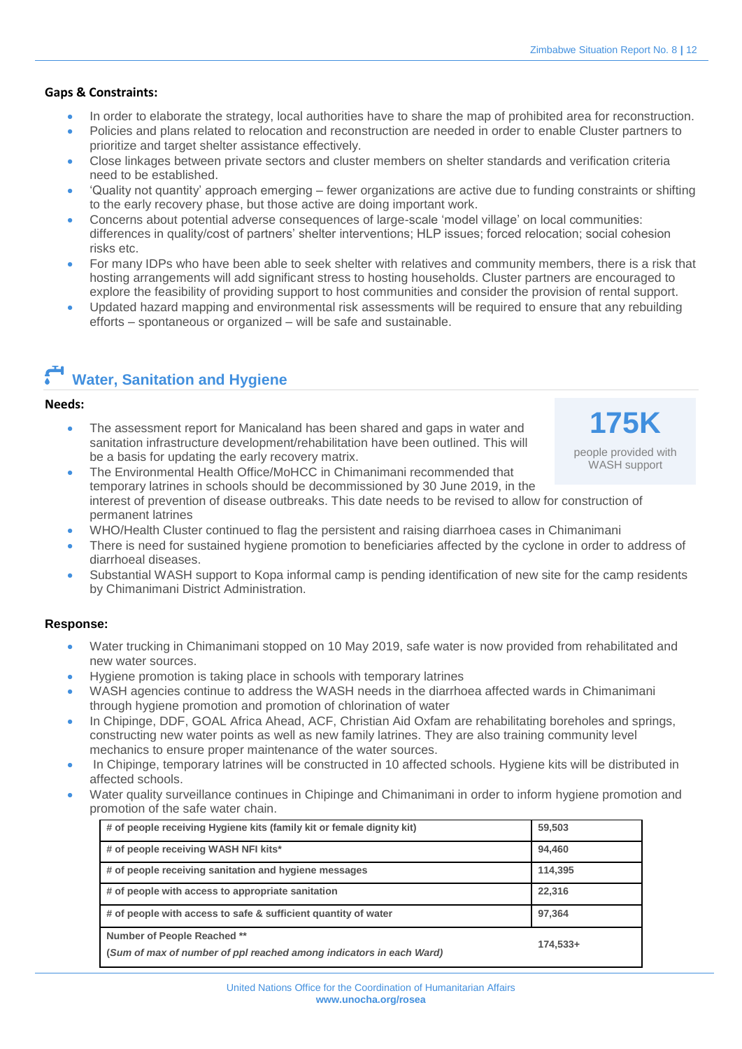**Gaps & Constraints:**

- In order to elaborate the strategy, local authorities have to share the map of prohibited area for reconstruction.
- Policies and plans related to relocation and reconstruction are needed in order to enable Cluster partners to prioritize and target shelter assistance effectively.
- Close linkages between private sectors and cluster members on shelter standards and verification criteria need to be established.
- 'Quality not quantity' approach emerging – fewer organizations are active due to funding constraints or shifting to the early recovery phase, but those active are doing important work.
- Concerns about potential adverse consequences of large-scale 'model village' on local communities: differences in quality/cost of partners' shelter interventions; HLP issues; forced relocation; social cohesion risks etc.
- For many IDPs who have been able to seek shelter with relatives and community members, there is a risk that hosting arrangements will add significant stress to hosting households. Cluster partners are encouraged to explore the feasibility of providing support to host communities and consider the provision of rental support.
- Updated hazard mapping and environmental risk assessments will be required to ensure that any rebuilding efforts – spontaneous or organized – will be safe and sustainable.

## Water, Sanitation and Hygiene

**Needs:**

**175K**

people provided with WASH support

- The assessment report for Manicaland has been shared and gaps in water and sanitation infrastructure development/rehabilitation have been outlined. This will be a basis for updating the early recovery matrix.
- The Environmental Health Office/MoHCC in Chimanimani recommended that temporary latrines in schools should be decommissioned by 30 June 2019, in the interest of prevention of disease outbreaks. This date needs to be revised to allow for construction of permanent latrines
- WHO/Health Cluster continued to flag the persistent and raising diarrhoea cases in Chimanimani
- There is need for sustained hygiene promotion to beneficiaries affected by the cyclone in order to address of diarrhoeal diseases.
- Substantial WASH support to Kopa informal camp is pending identification of new site for the camp residents by Chimanimani District Administration.

**Response:**

- Water trucking in Chimanimani stopped on 10 May 2019, safe water is now provided from rehabilitated and new water sources.
- Hygiene promotion is taking place in schools with temporary latrines
- WASH agencies continue to address the WASH needs in the diarrhoea affected wards in Chimanimani through hygiene promotion and promotion of chlorination of water
- In Chipinge, DDF, GOAL Africa Ahead, ACF, Christian Aid Oxfam are rehabilitating boreholes and springs, constructing new water points as well as new family latrines. They are also training community level mechanics to ensure proper maintenance of the water sources.
- In Chipinge, temporary latrines will be constructed in 10 affected schools. Hygiene kits will be distributed in affected schools.
- Water quality surveillance continues in Chipinge and Chimanimani in order to inform hygiene promotion and promotion of the safe water chain.

| Indicator | Value |
|---|---|
| **# of people receiving Hygiene kits (family kit or female dignity kit)** | **59,503** |
| **# of people receiving WASH NFI kits*** | **94,460** |
| **# of people receiving sanitation and hygiene messages** | **114,395** |
| **# of people with access to appropriate sanitation** | **22,316** |
| **# of people with access to safe & sufficient quantity of water** | **97,364** |
| **Number of People Reached **** <br> ***(Sum of max of number of ppl reached among indicators in each Ward)*** | **174,533+** |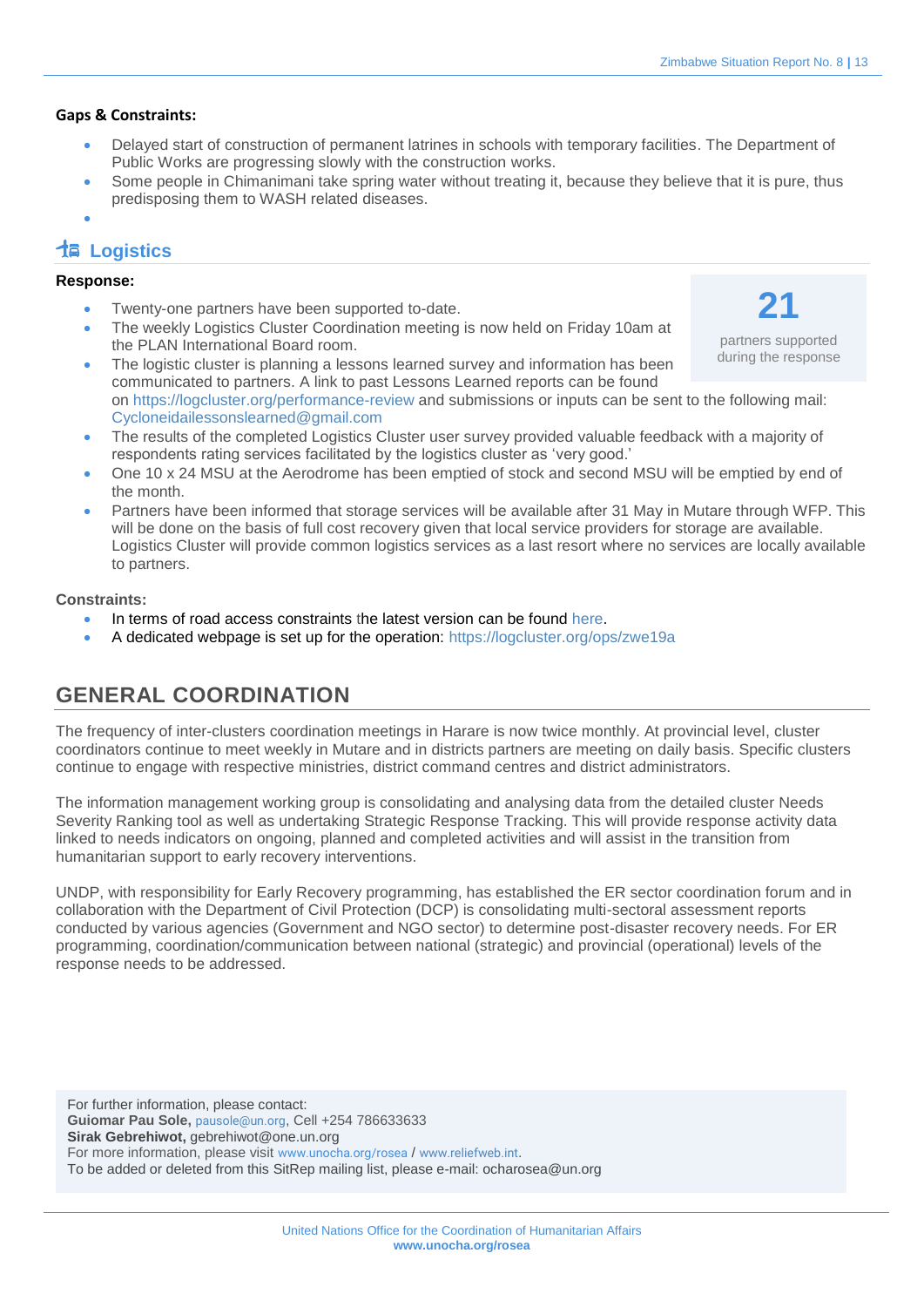**Gaps & Constraints:**

- Delayed start of construction of permanent latrines in schools with temporary facilities. The Department of Public Works are progressing slowly with the construction works.
- Some people in Chimanimani take spring water without treating it, because they believe that it is pure, thus predisposing them to WASH related diseases.
-

## Logistics

**Response:**

**21**

partners supported during the response

- Twenty-one partners have been supported to-date.
- The weekly Logistics Cluster Coordination meeting is now held on Friday 10am at the PLAN International Board room.
- The logistic cluster is planning a lessons learned survey and information has been communicated to partners. A link to past Lessons Learned reports can be found on https://logcluster.org/performance-review and submissions or inputs can be sent to the following mail: Cycloneidailessonslearned@gmail.com
- The results of the completed Logistics Cluster user survey provided valuable feedback with a majority of respondents rating services facilitated by the logistics cluster as 'very good.'
- One 10 x 24 MSU at the Aerodrome has been emptied of stock and second MSU will be emptied by end of the month.
- Partners have been informed that storage services will be available after 31 May in Mutare through WFP. This will be done on the basis of full cost recovery given that local service providers for storage are available. Logistics Cluster will provide common logistics services as a last resort where no services are locally available to partners.

**Constraints:**

- In terms of road access constraints the latest version can be found here.
- A dedicated webpage is set up for the operation: https://logcluster.org/ops/zwe19a

# GENERAL COORDINATION

The frequency of inter-clusters coordination meetings in Harare is now twice monthly. At provincial level, cluster coordinators continue to meet weekly in Mutare and in districts partners are meeting on daily basis. Specific clusters continue to engage with respective ministries, district command centres and district administrators.

The information management working group is consolidating and analysing data from the detailed cluster Needs Severity Ranking tool as well as undertaking Strategic Response Tracking. This will provide response activity data linked to needs indicators on ongoing, planned and completed activities and will assist in the transition from humanitarian support to early recovery interventions.

UNDP, with responsibility for Early Recovery programming, has established the ER sector coordination forum and in collaboration with the Department of Civil Protection (DCP) is consolidating multi-sectoral assessment reports conducted by various agencies (Government and NGO sector) to determine post-disaster recovery needs. For ER programming, coordination/communication between national (strategic) and provincial (operational) levels of the response needs to be addressed.

For further information, please contact:
**Guiomar Pau Sole,** pausole@un.org, Cell +254 786633633
**Sirak Gebrehiwot,** gebrehiwot@one.un.org
For more information, please visit www.unocha.org/rosea / www.reliefweb.int.
To be added or deleted from this SitRep mailing list, please e-mail: ocharosea@un.org